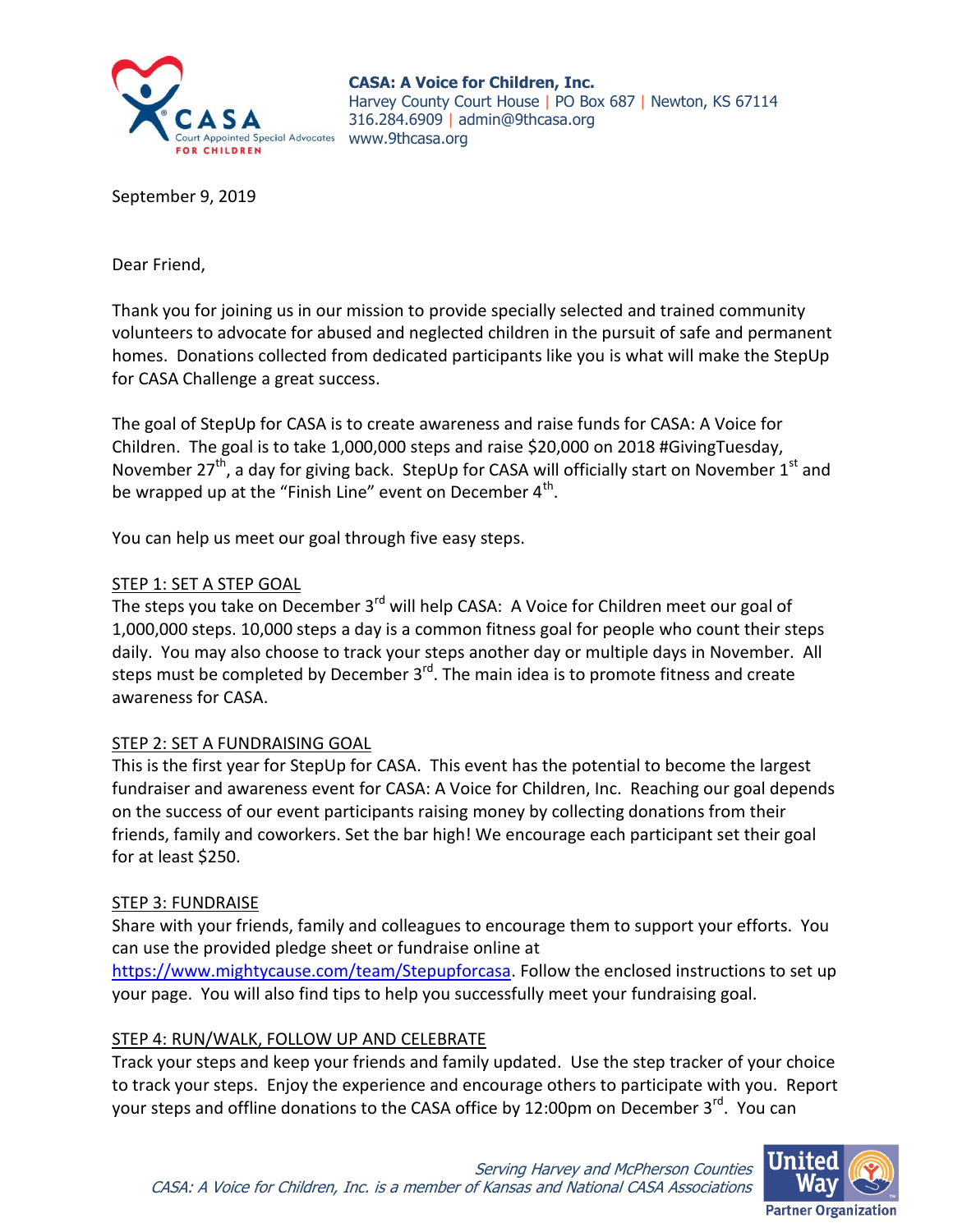**CASA: A Voice for Children, Inc.**
Harvey County Court House | PO Box 687 | Newton, KS 67114
316.284.6909 | admin@9thcasa.org
www.9thcasa.org

September 9, 2019

Dear Friend,

Thank you for joining us in our mission to provide specially selected and trained community volunteers to advocate for abused and neglected children in the pursuit of safe and permanent homes. Donations collected from dedicated participants like you is what will make the StepUp for CASA Challenge a great success.

The goal of StepUp for CASA is to create awareness and raise funds for CASA: A Voice for Children. The goal is to take 1,000,000 steps and raise $20,000 on 2018 #GivingTuesday, November 27th, a day for giving back. StepUp for CASA will officially start on November 1st and be wrapped up at the "Finish Line" event on December 4th.

You can help us meet our goal through five easy steps.

STEP 1: SET A STEP GOAL
The steps you take on December 3rd will help CASA: A Voice for Children meet our goal of 1,000,000 steps. 10,000 steps a day is a common fitness goal for people who count their steps daily. You may also choose to track your steps another day or multiple days in November. All steps must be completed by December 3rd. The main idea is to promote fitness and create awareness for CASA.

STEP 2: SET A FUNDRAISING GOAL
This is the first year for StepUp for CASA. This event has the potential to become the largest fundraiser and awareness event for CASA: A Voice for Children, Inc. Reaching our goal depends on the success of our event participants raising money by collecting donations from their friends, family and coworkers. Set the bar high! We encourage each participant set their goal for at least $250.

STEP 3: FUNDRAISE
Share with your friends, family and colleagues to encourage them to support your efforts. You can use the provided pledge sheet or fundraise online at https://www.mightycause.com/team/Stepupforcasa. Follow the enclosed instructions to set up your page. You will also find tips to help you successfully meet your fundraising goal.

STEP 4: RUN/WALK, FOLLOW UP AND CELEBRATE
Track your steps and keep your friends and family updated. Use the step tracker of your choice to track your steps. Enjoy the experience and encourage others to participate with you. Report your steps and offline donations to the CASA office by 12:00pm on December 3rd. You can

*Serving Harvey and McPherson Counties*
*CASA: A Voice for Children, Inc. is a member of Kansas and National CASA Associations*

United Way Partner Organization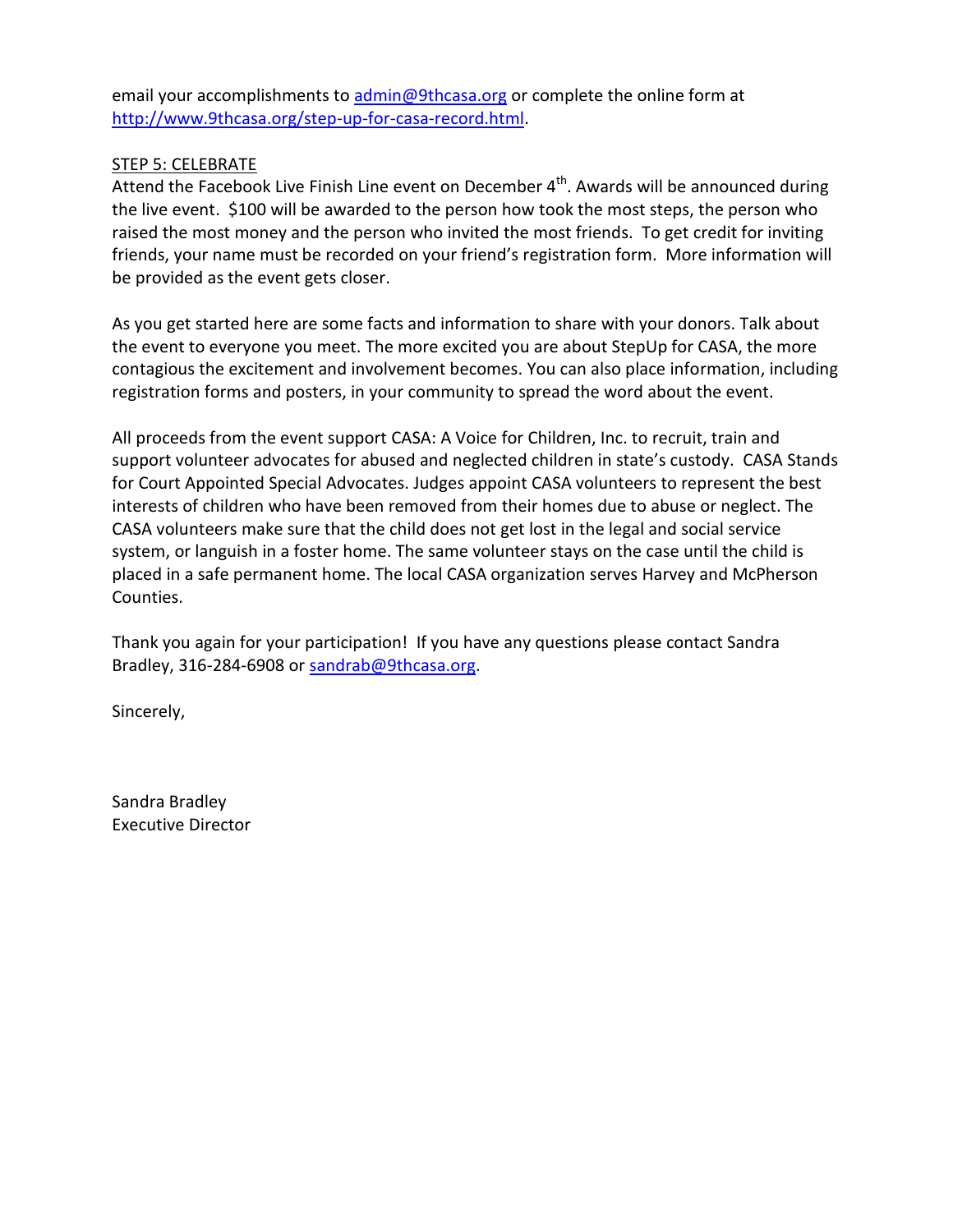email your accomplishments to admin@9thcasa.org or complete the online form at http://www.9thcasa.org/step-up-for-casa-record.html.

STEP 5: CELEBRATE

Attend the Facebook Live Finish Line event on December 4th. Awards will be announced during the live event. $100 will be awarded to the person how took the most steps, the person who raised the most money and the person who invited the most friends. To get credit for inviting friends, your name must be recorded on your friend's registration form. More information will be provided as the event gets closer.

As you get started here are some facts and information to share with your donors. Talk about the event to everyone you meet. The more excited you are about StepUp for CASA, the more contagious the excitement and involvement becomes. You can also place information, including registration forms and posters, in your community to spread the word about the event.

All proceeds from the event support CASA: A Voice for Children, Inc. to recruit, train and support volunteer advocates for abused and neglected children in state's custody. CASA Stands for Court Appointed Special Advocates. Judges appoint CASA volunteers to represent the best interests of children who have been removed from their homes due to abuse or neglect. The CASA volunteers make sure that the child does not get lost in the legal and social service system, or languish in a foster home. The same volunteer stays on the case until the child is placed in a safe permanent home. The local CASA organization serves Harvey and McPherson Counties.

Thank you again for your participation! If you have any questions please contact Sandra Bradley, 316-284-6908 or sandrab@9thcasa.org.

Sincerely,

Sandra Bradley
Executive Director